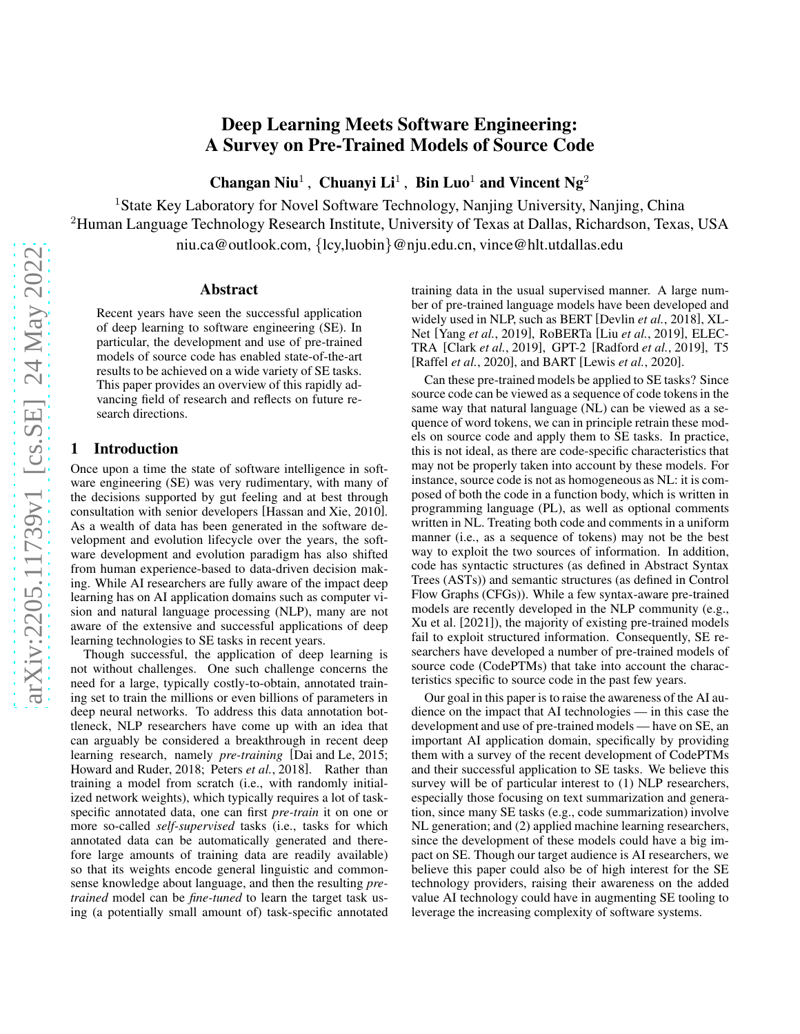# Deep Learning Meets Software Engineering: A Survey on Pre-Trained Models of Source Code

**Changan Niu**[1], **Chuanyi Li**[1], **Bin Luo**[1] and **Vincent Ng**[2]

[1]State Key Laboratory for Novel Software Technology, Nanjing University, Nanjing, China
[2]Human Language Technology Research Institute, University of Texas at Dallas, Richardson, Texas, USA
niu.ca@outlook.com, {lcy,luobin}@nju.edu.cn, vince@hlt.utdallas.edu

## Abstract

Recent years have seen the successful application of deep learning to software engineering (SE). In particular, the development and use of pre-trained models of source code has enabled state-of-the-art results to be achieved on a wide variety of SE tasks. This paper provides an overview of this rapidly advancing field of research and reflects on future research directions.

## 1 Introduction

Once upon a time the state of software intelligence in software engineering (SE) was very rudimentary, with many of the decisions supported by gut feeling and at best through consultation with senior developers [Hassan and Xie, 2010]. As a wealth of data has been generated in the software development and evolution lifecycle over the years, the software development and evolution paradigm has also shifted from human experience-based to data-driven decision making. While AI researchers are fully aware of the impact deep learning has on AI application domains such as computer vision and natural language processing (NLP), many are not aware of the extensive and successful applications of deep learning technologies to SE tasks in recent years.

Though successful, the application of deep learning is not without challenges. One such challenge concerns the need for a large, typically costly-to-obtain, annotated training set to train the millions or even billions of parameters in deep neural networks. To address this data annotation bottleneck, NLP researchers have come up with an idea that can arguably be considered a breakthrough in recent deep learning research, namely *pre-training* [Dai and Le, 2015; Howard and Ruder, 2018; Peters *et al.*, 2018]. Rather than training a model from scratch (i.e., with randomly initialized network weights), which typically requires a lot of task-specific annotated data, one can first *pre-train* it on one or more so-called *self-supervised* tasks (i.e., tasks for which annotated data can be automatically generated and therefore large amounts of training data are readily available) so that its weights encode general linguistic and commonsense knowledge about language, and then the resulting *pre-trained* model can be *fine-tuned* to learn the target task using (a potentially small amount of) task-specific annotated training data in the usual supervised manner. A large number of pre-trained language models have been developed and widely used in NLP, such as BERT [Devlin *et al.*, 2018], XLNet [Yang *et al.*, 2019], RoBERTa [Liu *et al.*, 2019], ELECTRA [Clark *et al.*, 2019], GPT-2 [Radford *et al.*, 2019], T5 [Raffel *et al.*, 2020], and BART [Lewis *et al.*, 2020].

Can these pre-trained models be applied to SE tasks? Since source code can be viewed as a sequence of code tokens in the same way that natural language (NL) can be viewed as a sequence of word tokens, we can in principle retrain these models on source code and apply them to SE tasks. In practice, this is not ideal, as there are code-specific characteristics that may not be properly taken into account by these models. For instance, source code is not as homogeneous as NL: it is composed of both the code in a function body, which is written in programming language (PL), as well as optional comments written in NL. Treating both code and comments in a uniform manner (i.e., as a sequence of tokens) may not be the best way to exploit the two sources of information. In addition, code has syntactic structures (as defined in Abstract Syntax Trees (ASTs)) and semantic structures (as defined in Control Flow Graphs (CFGs)). While a few syntax-aware pre-trained models are recently developed in the NLP community (e.g., Xu et al. [2021]), the majority of existing pre-trained models fail to exploit structured information. Consequently, SE researchers have developed a number of pre-trained models of source code (CodePTMs) that take into account the characteristics specific to source code in the past few years.

Our goal in this paper is to raise the awareness of the AI audience on the impact that AI technologies — in this case the development and use of pre-trained models — have on SE, an important AI application domain, specifically by providing them with a survey of the recent development of CodePTMs and their successful application to SE tasks. We believe this survey will be of particular interest to (1) NLP researchers, especially those focusing on text summarization and generation, since many SE tasks (e.g., code summarization) involve NL generation; and (2) applied machine learning researchers, since the development of these models could have a big impact on SE. Though our target audience is AI researchers, we believe this paper could also be of high interest for the SE technology providers, raising their awareness on the added value AI technology could have in augmenting SE tooling to leverage the increasing complexity of software systems.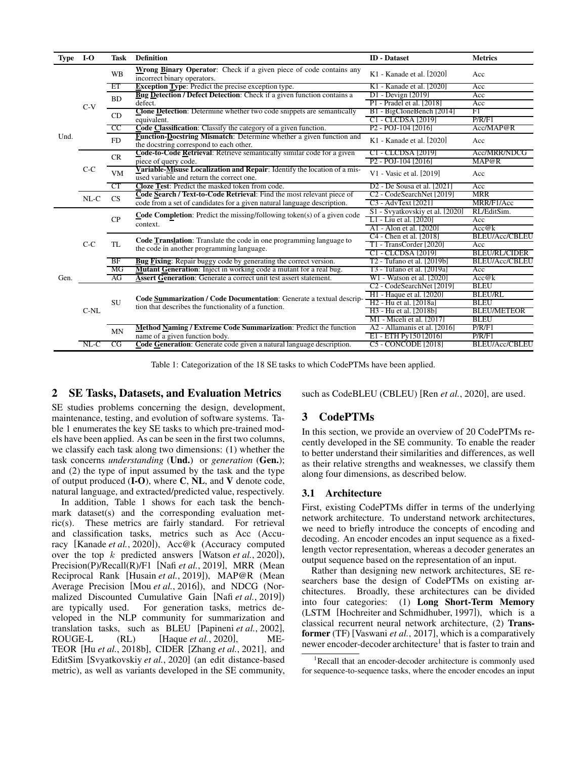| Type | I-O | Task | Definition | ID - Dataset | Metrics |
|---|---|---|---|---|---|
| Und. | C-V | WB | **Wrong Binary Operator**: Check if a given piece of code contains any incorrect binary operators. | K1 - Kanade et al. [2020] | Acc |
| | | ET | **Exception Type**: Predict the precise exception type. | K1 - Kanade et al. [2020] | Acc |
| | | BD | **Bug Detection / Defect Detection**: Check if a given function contains a defect. | D1 - Devign [2019] | Acc |
| | | | | P1 - Pradel et al. [2018] | Acc |
| | | CD | **Clone Detection**: Determine whether two code snippets are semantically equivalent. | B1 - BigCloneBench [2014] | F1 |
| | | | | C1 - CLCDSA [2019] | P/R/F1 |
| | | CC | **Code Classification**: Classify the category of a given function. | P2 - POJ-104 [2016] | Acc/MAP@R |
| | | FD | **Function-Docstring Mismatch**: Determine whether a given function and the docstring correspond to each other. | K1 - Kanade et al. [2020] | Acc |
| | C-C | CR | **Code-to-Code Retrieval**: Retrieve semantically similar code for a given piece of query code. | C1 - CLCDSA [2019] | Acc/MRR/NDCG |
| | | | | P2 - POJ-104 [2016] | MAP@R |
| | | VM | **Variable-Misuse Localization and Repair**: Identify the location of a misused variable and return the correct one. | V1 - Vasic et al. [2019] | Acc |
| | | CT | **Cloze Test**: Predict the masked token from code. | D2 - De Sousa et al. [2021] | Acc |
| | NL-C | CS | **Code Search / Text-to-Code Retrieval**: Find the most relevant piece of code from a set of candidates for a given natural language description. | C2 - CodeSearchNet [2019] | MRR |
| | | | | C3 - AdvText [2021] | MRR/F1/Acc |
| Gen. | C-C | CP | **Code Completion**: Predict the missing/following token(s) of a given code context. | S1 - Svyatkovskiy et al. [2020] | RL/EditSim. |
| | | | | L1 - Liu et al. [2020] | Acc |
| | | | | A1 - Alon et al. [2020] | Acc@k |
| | | TL | **Code Translation**: Translate the code in one programming language to the code in another programming language. | C4 - Chen et al. [2018] | BLEU/Acc/CBLEU |
| | | | | T1 - TransCorder [2020] | Acc |
| | | | | C1 - CLCDSA [2019] | BLEU/RL/CIDER |
| | | BF | **Bug Fixing**: Repair buggy code by generating the correct version. | T2 - Tufano et al. [2019b] | BLEU/Acc/CBLEU |
| | | MG | **Mutant Generation**: Inject in working code a mutant for a real bug. | T3 - Tufano et al. [2019a] | Acc |
| | | AG | **Assert Generation**: Generate a correct unit test assert statement. | W1 - Watson et al. [2020] | Acc@k |
| | C-NL | SU | **Code Summarization / Code Documentation**: Generate a textual description that describes the functionality of a function. | C2 - CodeSearchNet [2019] | BLEU |
| | | | | H1 - Haque et al. [2020] | BLEU/RL |
| | | | | H2 - Hu et al. [2018a] | BLEU |
| | | | | H3 - Hu et al. [2018b] | BLEU/METEOR |
| | | | | M1 - Miceli et al. [2017] | BLEU |
| | | MN | **Method Naming / Extreme Code Summarization**: Predict the function name of a given function body. | A2 - Allamanis et al. [2016] | P/R/F1 |
| | | | | E1 - ETH Py150 [2016] | P/R/F1 |
| | NL-C | CG | **Code Generation**: Generate code given a natural language description. | C5 - CONCODE [2018] | BLEU/Acc/CBLEU |

Table 1: Categorization of the 18 SE tasks to which CodePTMs have been applied.

## 2 SE Tasks, Datasets, and Evaluation Metrics

SE studies problems concerning the design, development, maintenance, testing, and evolution of software systems. Table 1 enumerates the key SE tasks to which pre-trained models have been applied. As can be seen in the first two columns, we classify each task along two dimensions: (1) whether the task concerns *understanding* (**Und.**) or *generation* (**Gen.**); and (2) the type of input assumed by the task and the type of output produced (**I-O**), where **C**, **NL**, and **V** denote code, natural language, and extracted/predicted value, respectively.

In addition, Table 1 shows for each task the benchmark dataset(s) and the corresponding evaluation metric(s). These metrics are fairly standard. For retrieval and classification tasks, metrics such as Acc (Accuracy [Kanade *et al.*, 2020]), Acc@k (Accuracy computed over the top $k$ predicted answers [Watson *et al.*, 2020]), Precision(P)/Recall(R)/F1 [Nafi *et al.*, 2019], MRR (Mean Reciprocal Rank [Husain *et al.*, 2019]), MAP@R (Mean Average Precision [Mou *et al.*, 2016]), and NDCG (Normalized Discounted Cumulative Gain [Nafi *et al.*, 2019]) are typically used. For generation tasks, metrics developed in the NLP community for summarization and translation tasks, such as BLEU [Papineni *et al.*, 2002], ROUGE-L (RL) [Haque *et al.*, 2020], METEOR [Hu *et al.*, 2018b], CIDER [Zhang *et al.*, 2021], and EditSim [Svyatkovskiy *et al.*, 2020] (an edit distance-based metric), as well as variants developed in the SE community, such as CodeBLEU (CBLEU) [Ren *et al.*, 2020], are used.

## 3 CodePTMs

In this section, we provide an overview of 20 CodePTMs recently developed in the SE community. To enable the reader to better understand their similarities and differences, as well as their relative strengths and weaknesses, we classify them along four dimensions, as described below.

### 3.1 Architecture

First, existing CodePTMs differ in terms of the underlying network architecture. To understand network architectures, we need to briefly introduce the concepts of encoding and decoding. An encoder encodes an input sequence as a fixed-length vector representation, whereas a decoder generates an output sequence based on the representation of an input.

Rather than designing new network architectures, SE researchers base the design of CodePTMs on existing architectures. Broadly, these architectures can be divided into four categories: (1) **Long Short-Term Memory** (LSTM [Hochreiter and Schmidhuber, 1997]), which is a classical recurrent neural network architecture, (2) **Transformer** (TF) [Vaswani *et al.*, 2017], which is a comparatively newer encoder-decoder architecture[1] that is faster to train and

[1]Recall that an encoder-decoder architecture is commonly used for sequence-to-sequence tasks, where the encoder encodes an input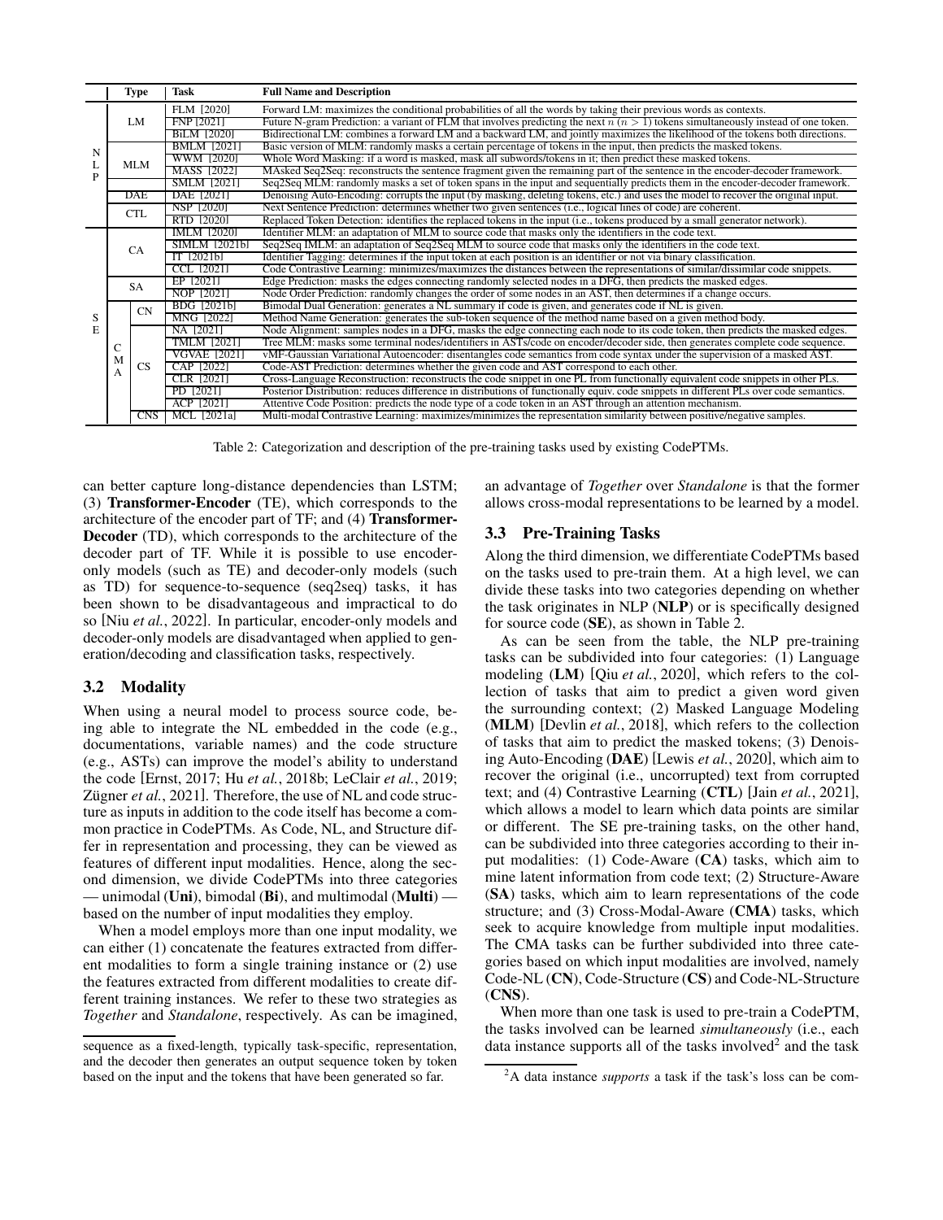| | Type | | Task | Full Name and Description |
|---|---|---|---|---|
| NLP | LM | | FLM [2020] | Forward LM: maximizes the conditional probabilities of all the words by taking their previous words as contexts. |
| | | | FNP [2021] | Future N-gram Prediction: a variant of FLM that involves predicting the next $n$ ($n > 1$) tokens simultaneously instead of one token. |
| | | | BiLM [2020] | Bidirectional LM: combines a forward LM and a backward LM, and jointly maximizes the likelihood of the tokens both directions. |
| | MLM | | BMLM [2021] | Basic version of MLM: randomly masks a certain percentage of tokens in the input, then predicts the masked tokens. |
| | | | WWM [2020] | Whole Word Masking: if a word is masked, mask all subwords/tokens in it; then predict these masked tokens. |
| | | | MASS [2022] | MAsked Seq2Seq: reconstructs the sentence fragment given the remaining part of the sentence in the encoder-decoder framework. |
| | | | SMLM [2021] | Seq2Seq MLM: randomly masks a set of token spans in the input and sequentially predicts them in the encoder-decoder framework. |
| | DAE | | DAE [2021] | Denoising Auto-Encoding: corrupts the input (by masking, deleting tokens, etc.) and uses the model to recover the original input. |
| | CTL | | NSP [2020] | Next Sentence Prediction: determines whether two given sentences (i.e., logical lines of code) are coherent. |
| | | | RTD [2020] | Replaced Token Detection: identifies the replaced tokens in the input (i.e., tokens produced by a small generator network). |
| SE | CA | | IMLM [2020] | Identifier MLM: an adaptation of MLM to source code that masks only the identifiers in the code text. |
| | | | SIMLM [2021b] | Seq2Seq IMLM: an adaptation of Seq2Seq MLM to source code that masks only the identifiers in the code text. |
| | | | IT [2021b] | Identifier Tagging: determines if the input token at each position is an identifier or not via binary classification. |
| | | | CCL [2021] | Code Contrastive Learning: minimizes/maximizes the distances between the representations of similar/dissimilar code snippets. |
| | SA | | EP [2021] | Edge Prediction: masks the edges connecting randomly selected nodes in a DFG, then predicts the masked edges. |
| | | | NOP [2021] | Node Order Prediction: randomly changes the order of some nodes in an AST, then determines if a change occurs. |
| | CMA | CN | BDG [2021b] | Bimodal Dual Generation: generates a NL summary if code is given, and generates code if NL is given. |
| | | | MNG [2022] | Method Name Generation: generates the sub-token sequence of the method name based on a given method body. |
| | | CS | NA [2021] | Node Alignment: samples nodes in a DFG, masks the edge connecting each node to its code token, then predicts the masked edges. |
| | | | TMLM [2021] | Tree MLM: masks some terminal nodes/identifiers in ASTs/code on encoder/decoder side, then generates complete code sequence. |
| | | | VGVAE [2021] | vMF-Gaussian Variational Autoencoder: disentangles code semantics from code syntax under the supervision of a masked AST. |
| | | | CAP [2022] | Code-AST Prediction: determines whether the given code and AST correspond to each other. |
| | | | CLR [2021] | Cross-Language Reconstruction: reconstructs the code snippet in one PL from functionally equivalent code snippets in other PLs. |
| | | | PD [2021] | Posterior Distribution: reduces difference in distributions of functionally equiv. code snippets in different PLs over code semantics. |
| | | | ACP [2021] | Attentive Code Position: predicts the node type of a code token in an AST through an attention mechanism. |
| | | CNS | MCL [2021a] | Multi-modal Contrastive Learning: maximizes/minimizes the representation similarity between positive/negative samples. |

Table 2: Categorization and description of the pre-training tasks used by existing CodePTMs.

can better capture long-distance dependencies than LSTM; (3) **Transformer-Encoder** (TE), which corresponds to the architecture of the encoder part of TF; and (4) **Transformer-Decoder** (TD), which corresponds to the architecture of the decoder part of TF. While it is possible to use encoder-only models (such as TE) and decoder-only models (such as TD) for sequence-to-sequence (seq2seq) tasks, it has been shown to be disadvantageous and impractical to do so [Niu *et al.*, 2022]. In particular, encoder-only models and decoder-only models are disadvantaged when applied to generation/decoding and classification tasks, respectively.

## 3.2 Modality

When using a neural model to process source code, being able to integrate the NL embedded in the code (e.g., documentations, variable names) and the code structure (e.g., ASTs) can improve the model's ability to understand the code [Ernst, 2017; Hu *et al.*, 2018b; LeClair *et al.*, 2019; Zügner *et al.*, 2021]. Therefore, the use of NL and code structure as inputs in addition to the code itself has become a common practice in CodePTMs. As Code, NL, and Structure differ in representation and processing, they can be viewed as features of different input modalities. Hence, along the second dimension, we divide CodePTMs into three categories — unimodal (**Uni**), bimodal (**Bi**), and multimodal (**Multi**) — based on the number of input modalities they employ.

When a model employs more than one input modality, we can either (1) concatenate the features extracted from different modalities to form a single training instance or (2) use the features extracted from different modalities to create different training instances. We refer to these two strategies as *Together* and *Standalone*, respectively. As can be imagined, an advantage of *Together* over *Standalone* is that the former allows cross-modal representations to be learned by a model.

## 3.3 Pre-Training Tasks

Along the third dimension, we differentiate CodePTMs based on the tasks used to pre-train them. At a high level, we can divide these tasks into two categories depending on whether the task originates in NLP (**NLP**) or is specifically designed for source code (**SE**), as shown in Table 2.

As can be seen from the table, the NLP pre-training tasks can be subdivided into four categories: (1) Language modeling (**LM**) [Qiu *et al.*, 2020], which refers to the collection of tasks that aim to predict a given word given the surrounding context; (2) Masked Language Modeling (**MLM**) [Devlin *et al.*, 2018], which refers to the collection of tasks that aim to predict the masked tokens; (3) Denoising Auto-Encoding (**DAE**) [Lewis *et al.*, 2020], which aim to recover the original (i.e., uncorrupted) text from corrupted text; and (4) Contrastive Learning (**CTL**) [Jain *et al.*, 2021], which allows a model to learn which data points are similar or different. The SE pre-training tasks, on the other hand, can be subdivided into three categories according to their input modalities: (1) Code-Aware (**CA**) tasks, which aim to mine latent information from code text; (2) Structure-Aware (**SA**) tasks, which aim to learn representations of the code structure; and (3) Cross-Modal-Aware (**CMA**) tasks, which seek to acquire knowledge from multiple input modalities. The CMA tasks can be further subdivided into three categories based on which input modalities are involved, namely Code-NL (**CN**), Code-Structure (**CS**) and Code-NL-Structure (**CNS**).

When more than one task is used to pre-train a CodePTM, the tasks involved can be learned *simultaneously* (i.e., each data instance supports all of the tasks involved[2] and the task

sequence as a fixed-length, typically task-specific, representation, and the decoder then generates an output sequence token by token based on the input and the tokens that have been generated so far.

[2] A data instance *supports* a task if the task's loss can be com-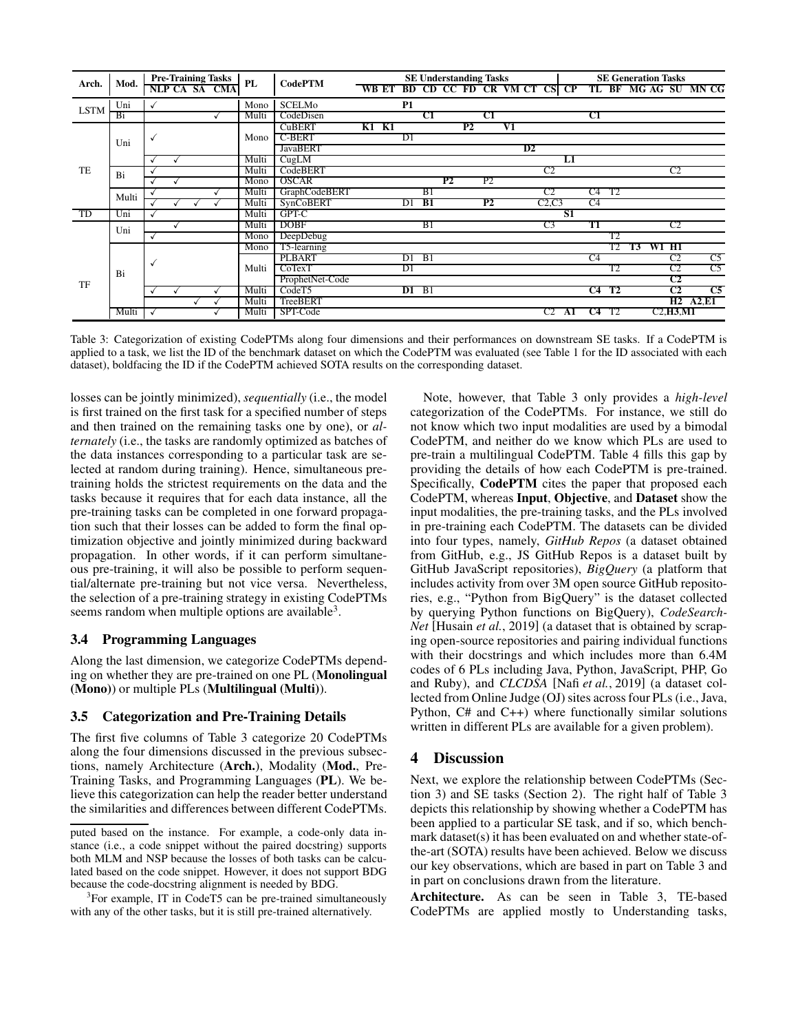| Arch. | Mod. | Pre-Training Tasks | | | | PL | CodePTM | SE Understanding Tasks | | | | | | | | | | SE Generation Tasks | | | | | | | |
|---|---|---|---|---|---|---|---|---|---|---|---|---|---|---|---|---|---|---|---|---|---|---|---|---|---|
| | | NLP | CA | SA | CMA | | | WB | ET | BD | CD | CC | FD | CR | VM | CT | CS | CP | TL | BF | MG | AG | SU | MN | CG |
| LSTM | Uni | ✓ | | | | Mono | SCELMo | | | **P1** | | | | | | | | | | | | | | | |
| | Bi | | | | ✓ | Multi | CodeDisen | | | | C1 | | | C1 | | | | | C1 | | | | | | |
| TE | Uni | ✓ | | | | Mono | CuBERT | **K1** | **K1** | | | | **P2** | | **V1** | | | | | | | | | | |
| | | | | | | | C-BERT | | | D1 | | | | | | | | | | | | | | | |
| | | | | | | | JavaBERT | | | | | | | | | **D2** | | | | | | | | | |
| | | ✓ | ✓ | | | Multi | CugLM | | | | | | | | | | | **L1** | | | | | | | |
| | Bi | ✓ | | | | Multi | CodeBERT | | | | | | | | | | C2 | | | | | | C2 | | |
| | | ✓ | ✓ | | | Mono | OSCAR | | | | | **P2** | | P2 | | | | | | | | | | | |
| | Multi | ✓ | | | ✓ | Multi | GraphCodeBERT | | | | B1 | | | | | | C2 | | C4 | T2 | | | | | |
| | | ✓ | ✓ | ✓ | ✓ | Multi | SynCoBERT | | | D1 | **B1** | | | **P2** | | | C2,C3 | | C4 | | | | | | |
| TD | Uni | ✓ | | | | Multi | GPT-C | | | | | | | | | | | **S1** | | | | | | | |
| TF | Uni | | ✓ | | | Multi | DOBF | | | | B1 | | | | | | C3 | | **T1** | | | | C2 | | |
| | | ✓ | | | | Mono | DeepDebug | | | | | | | | | | | | | T2 | | | | | |
| | Bi | ✓ | | | | Mono | T5-learning | | | | | | | | | | | | | T2 | **T3** | **W1** | **H1** | | |
| | | | | | | Multi | PLBART | | | D1 | B1 | | | | | | | | C4 | | | | C2 | | C5 |
| | | | | | | | CoTexT | | | D1 | | | | | | | | | | T2 | | | C2 | | C5 |
| | | | | | | | ProphetNet-Code | | | | | | | | | | | | | | | | **C2** | | |
| | | ✓ | ✓ | | ✓ | Multi | CodeT5 | | | **D1** | B1 | | | | | | | | **C4** | **T2** | | | **C2** | | **C5** |
| | | | | ✓ | ✓ | Multi | TreeBERT | | | | | | | | | | | | | | | | **H2** | **A2,E1** | |
| | Multi | ✓ | | | ✓ | Multi | SPT-Code | | | | | | | | | | C2 | **A1** | **C4** | T2 | | | C2,**H3**,**M1** | | |

Table 3: Categorization of existing CodePTMs along four dimensions and their performances on downstream SE tasks. If a CodePTM is applied to a task, we list the ID of the benchmark dataset on which the CodePTM was evaluated (see Table 1 for the ID associated with each dataset), boldfacing the ID if the CodePTM achieved SOTA results on the corresponding dataset.

losses can be jointly minimized), *sequentially* (i.e., the model is first trained on the first task for a specified number of steps and then trained on the remaining tasks one by one), or *alternately* (i.e., the tasks are randomly optimized as batches of the data instances corresponding to a particular task are selected at random during training). Hence, simultaneous pre-training holds the strictest requirements on the data and the tasks because it requires that for each data instance, all the pre-training tasks can be completed in one forward propagation such that their losses can be added to form the final optimization objective and jointly minimized during backward propagation. In other words, if it can perform simultaneous pre-training, it will also be possible to perform sequential/alternate pre-training but not vice versa. Nevertheless, the selection of a pre-training strategy in existing CodePTMs seems random when multiple options are available[3].

### 3.4 Programming Languages

Along the last dimension, we categorize CodePTMs depending on whether they are pre-trained on one PL (**Monolingual (Mono)**) or multiple PLs (**Multilingual (Multi)**).

### 3.5 Categorization and Pre-Training Details

The first five columns of Table 3 categorize 20 CodePTMs along the four dimensions discussed in the previous subsections, namely Architecture (**Arch.**), Modality (**Mod.**, Pre-Training Tasks, and Programming Languages (**PL**). We believe this categorization can help the reader better understand the similarities and differences between different CodePTMs.

Note, however, that Table 3 only provides a *high-level* categorization of the CodePTMs. For instance, we still do not know which two input modalities are used by a bimodal CodePTM, and neither do we know which PLs are used to pre-train a multilingual CodePTM. Table 4 fills this gap by providing the details of how each CodePTM is pre-trained. Specifically, **CodePTM** cites the paper that proposed each CodePTM, whereas **Input**, **Objective**, and **Dataset** show the input modalities, the pre-training tasks, and the PLs involved in pre-training each CodePTM. The datasets can be divided into four types, namely, *GitHub Repos* (a dataset obtained from GitHub, e.g., JS GitHub Repos is a dataset built by GitHub JavaScript repositories), *BigQuery* (a platform that includes activity from over 3M open source GitHub repositories, e.g., "Python from BigQuery" is the dataset collected by querying Python functions on BigQuery), *CodeSearchNet* [Husain *et al.*, 2019] (a dataset that is obtained by scrapping open-source repositories and pairing individual functions with their docstrings and which includes more than 6.4M codes of 6 PLs including Java, Python, JavaScript, PHP, Go and Ruby), and *CLCDSA* [Nafi *et al.*, 2019] (a dataset collected from Online Judge (OJ) sites across four PLs (i.e., Java, Python, C# and C++) where functionally similar solutions written in different PLs are available for a given problem).

## 4 Discussion

Next, we explore the relationship between CodePTMs (Section 3) and SE tasks (Section 2). The right half of Table 3 depicts this relationship by showing whether a CodePTM has been applied to a particular SE task, and if so, which benchmark dataset(s) it has been evaluated on and whether state-of-the-art (SOTA) results have been achieved. Below we discuss our key observations, which are based in part on Table 3 and in part on conclusions drawn from the literature.

**Architecture.** As can be seen in Table 3, TE-based CodePTMs are applied mostly to Understanding tasks,

---

puted based on the instance. For example, a code-only data instance (i.e., a code snippet without the paired docstring) supports both MLM and NSP because the losses of both tasks can be calculated based on the code snippet. However, it does not support BDG because the code-docstring alignment is needed by BDG.

[3] For example, IT in CodeT5 can be pre-trained simultaneously with any of the other tasks, but it is still pre-trained alternatively.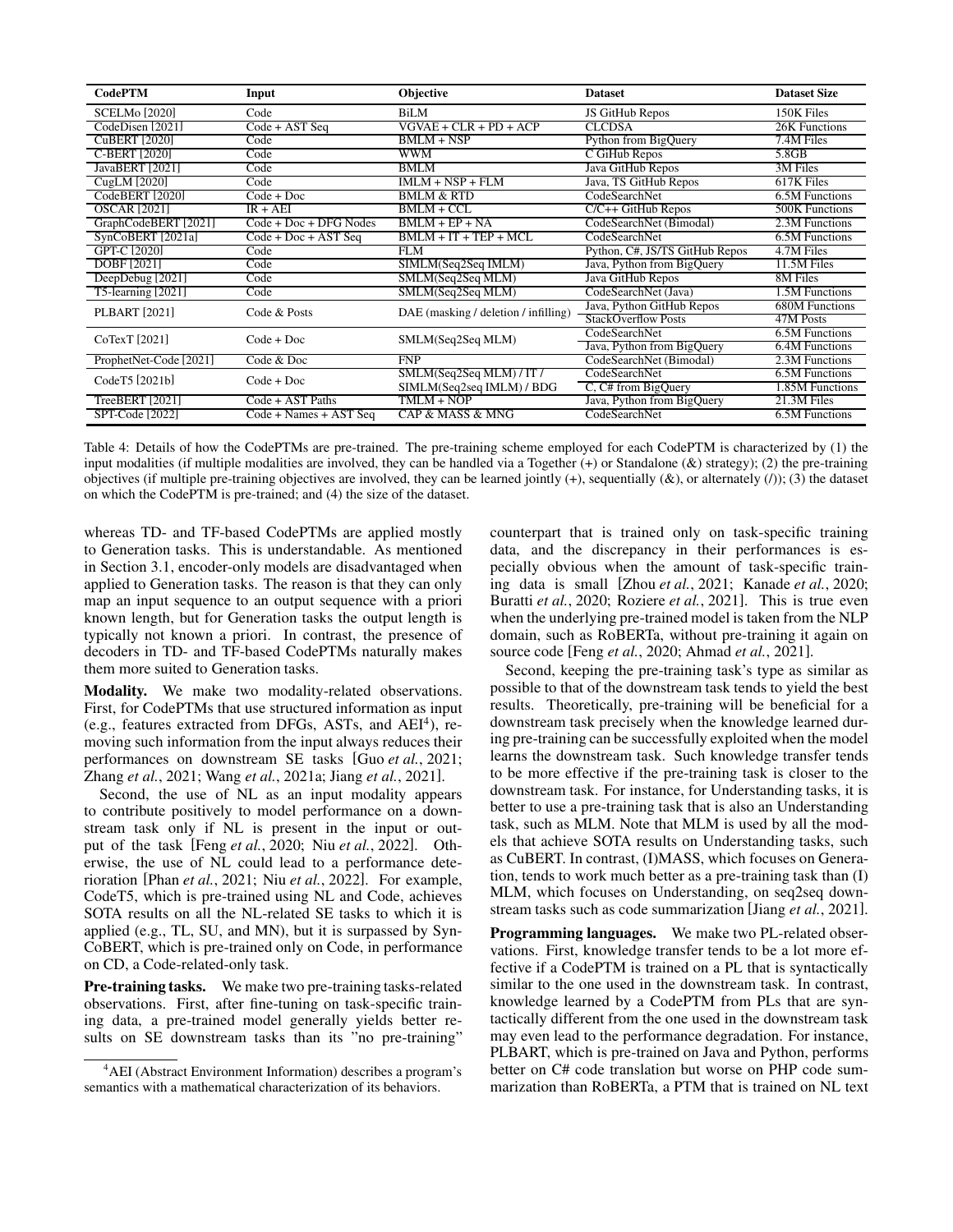| CodePTM | Input | Objective | Dataset | Dataset Size |
|---|---|---|---|---|
| SCELMo [2020] | Code | BiLM | JS GitHub Repos | 150K Files |
| CodeDisen [2021] | Code + AST Seq | VGVAE + CLR + PD + ACP | CLCDSA | 26K Functions |
| CuBERT [2020] | Code | BMLM + NSP | Python from BigQuery | 7.4M Files |
| C-BERT [2020] | Code | WWM | C GiHub Repos | 5.8GB |
| JavaBERT [2021] | Code | BMLM | Java GitHub Repos | 3M Files |
| CugLM [2020] | Code | IMLM + NSP + FLM | Java, TS GitHub Repos | 617K Files |
| CodeBERT [2020] | Code + Doc | BMLM & RTD | CodeSearchNet | 6.5M Functions |
| OSCAR [2021] | IR + AEI | BMLM + CCL | C/C++ GitHub Repos | 500K Functions |
| GraphCodeBERT [2021] | Code + Doc + DFG Nodes | BMLM + EP + NA | CodeSearchNet (Bimodal) | 2.3M Functions |
| SynCoBERT [2021a] | Code + Doc + AST Seq | BMLM + IT + TEP + MCL | CodeSearchNet | 6.5M Functions |
| GPT-C [2020] | Code | FLM | Python, C#, JS/TS GitHub Repos | 4.7M Files |
| DOBF [2021] | Code | SIMLM(Seq2Seq IMLM) | Java, Python from BigQuery | 11.5M Files |
| DeepDebug [2021] | Code | SMLM(Seq2Seq MLM) | Java GitHub Repos | 8M Files |
| T5-learning [2021] | Code | SMLM(Seq2Seq MLM) | CodeSearchNet (Java) | 1.5M Functions |
| PLBART [2021] | Code & Posts | DAE (masking / deletion / infilling) | Java, Python GitHub Repos | 680M Functions |
| | | | StackOverflow Posts | 47M Posts |
| CoTexT [2021] | Code + Doc | SMLM(Seq2Seq MLM) | CodeSearchNet | 6.5M Functions |
| | | | Java, Python from BigQuery | 6.4M Functions |
| ProphetNet-Code [2021] | Code & Doc | FNP | CodeSearchNet (Bimodal) | 2.3M Functions |
| CodeT5 [2021b] | Code + Doc | SMLM(Seq2Seq MLM) / IT / SIMLM(Seq2seq IMLM) / BDG | CodeSearchNet | 6.5M Functions |
| | | | C, C# from BigQuery | 1.85M Functions |
| TreeBERT [2021] | Code + AST Paths | TMLM + NOP | Java, Python from BigQuery | 21.3M Files |
| SPT-Code [2022] | Code + Names + AST Seq | CAP & MASS & MNG | CodeSearchNet | 6.5M Functions |

Table 4: Details of how the CodePTMs are pre-trained. The pre-training scheme employed for each CodePTM is characterized by (1) the input modalities (if multiple modalities are involved, they can be handled via a Together (+) or Standalone (&) strategy); (2) the pre-training objectives (if multiple pre-training objectives are involved, they can be learned jointly (+), sequentially (&), or alternately (/)); (3) the dataset on which the CodePTM is pre-trained; and (4) the size of the dataset.

whereas TD- and TF-based CodePTMs are applied mostly to Generation tasks. This is understandable. As mentioned in Section 3.1, encoder-only models are disadvantaged when applied to Generation tasks. The reason is that they can only map an input sequence to an output sequence with a priori known length, but for Generation tasks the output length is typically not known a priori. In contrast, the presence of decoders in TD- and TF-based CodePTMs naturally makes them more suited to Generation tasks.

**Modality.** We make two modality-related observations. First, for CodePTMs that use structured information as input (e.g., features extracted from DFGs, ASTs, and AEI[4]), removing such information from the input always reduces their performances on downstream SE tasks [Guo *et al.*, 2021; Zhang *et al.*, 2021; Wang *et al.*, 2021a; Jiang *et al.*, 2021].

Second, the use of NL as an input modality appears to contribute positively to model performance on a downstream task only if NL is present in the input or output of the task [Feng *et al.*, 2020; Niu *et al.*, 2022]. Otherwise, the use of NL could lead to a performance deterioration [Phan *et al.*, 2021; Niu *et al.*, 2022]. For example, CodeT5, which is pre-trained using NL and Code, achieves SOTA results on all the NL-related SE tasks to which it is applied (e.g., TL, SU, and MN), but it is surpassed by SynCoBERT, which is pre-trained only on Code, in performance on CD, a Code-related-only task.

**Pre-training tasks.** We make two pre-training tasks-related observations. First, after fine-tuning on task-specific training data, a pre-trained model generally yields better results on SE downstream tasks than its "no pre-training" counterpart that is trained only on task-specific training data, and the discrepancy in their performances is especially obvious when the amount of task-specific training data is small [Zhou *et al.*, 2021; Kanade *et al.*, 2020; Buratti *et al.*, 2020; Roziere *et al.*, 2021]. This is true even when the underlying pre-trained model is taken from the NLP domain, such as RoBERTa, without pre-training it again on source code [Feng *et al.*, 2020; Ahmad *et al.*, 2021].

Second, keeping the pre-training task's type as similar as possible to that of the downstream task tends to yield the best results. Theoretically, pre-training will be beneficial for a downstream task precisely when the knowledge learned during pre-training can be successfully exploited when the model learns the downstream task. Such knowledge transfer tends to be more effective if the pre-training task is closer to the downstream task. For instance, for Understanding tasks, it is better to use a pre-training task that is also an Understanding task, such as MLM. Note that MLM is used by all the models that achieve SOTA results on Understanding tasks, such as CuBERT. In contrast, (I)MASS, which focuses on Generation, tends to work much better as a pre-training task than (I) MLM, which focuses on Understanding, on seq2seq downstream tasks such as code summarization [Jiang *et al.*, 2021].

**Programming languages.** We make two PL-related observations. First, knowledge transfer tends to be a lot more effective if a CodePTM is trained on a PL that is syntactically similar to the one used in the downstream task. In contrast, knowledge learned by a CodePTM from PLs that are syntactically different from the one used in the downstream task may even lead to the performance degradation. For instance, PLBART, which is pre-trained on Java and Python, performs better on C# code translation but worse on PHP code summarization than RoBERTa, a PTM that is trained on NL text

[4] AEI (Abstract Environment Information) describes a program's semantics with a mathematical characterization of its behaviors.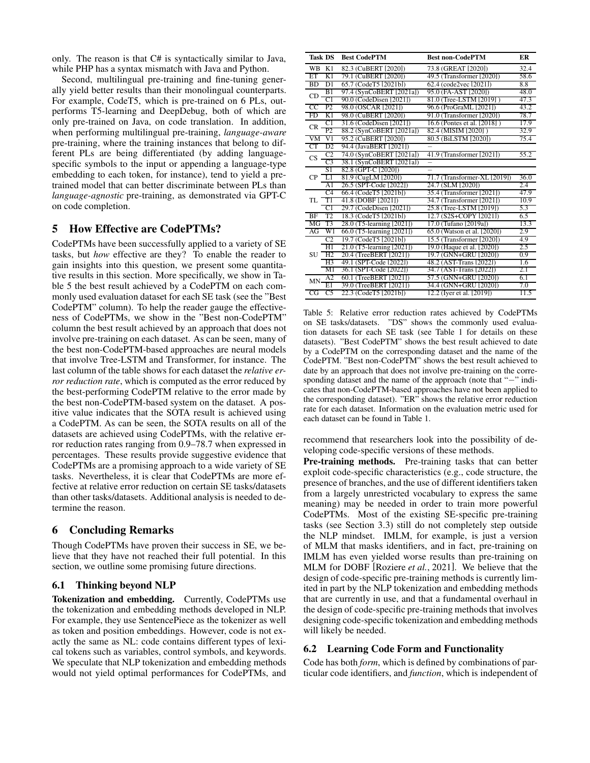only. The reason is that C# is syntactically similar to Java, while PHP has a syntax mismatch with Java and Python.

Second, multilingual pre-training and fine-tuning generally yield better results than their monolingual counterparts. For example, CodeT5, which is pre-trained on 6 PLs, outperforms T5-learning and DeepDebug, both of which are only pre-trained on Java, on code translation. In addition, when performing multilingual pre-training, *language-aware* pre-training, where the training instances that belong to different PLs are being differentiated (by adding language-specific symbols to the input or appending a language-type embedding to each token, for instance), tend to yield a pre-trained model that can better discriminate between PLs than *language-agnostic* pre-training, as demonstrated via GPT-C on code completion.

## 5 How Effective are CodePTMs?

CodePTMs have been successfully applied to a variety of SE tasks, but *how* effective are they? To enable the reader to gain insights into this question, we present some quantitative results in this section. More specifically, we show in Table 5 the best result achieved by a CodePTM on each commonly used evaluation dataset for each SE task (see the "Best CodePTM" column). To help the reader gauge the effectiveness of CodePTMs, we show in the "Best non-CodePTM" column the best result achieved by an approach that does not involve pre-training on each dataset. As can be seen, many of the best non-CodePTM-based approaches are neural models that involve Tree-LSTM and Transformer, for instance. The last column of the table shows for each dataset the *relative error reduction rate*, which is computed as the error reduced by the best-performing CodePTM relative to the error made by the best non-CodePTM-based system on the dataset. A positive value indicates that the SOTA result is achieved using a CodePTM. As can be seen, the SOTA results on all of the datasets are achieved using CodePTMs, with the relative error reduction rates ranging from 0.9–78.7 when expressed in percentages. These results provide suggestive evidence that CodePTMs are a promising approach to a wide variety of SE tasks. Nevertheless, it is clear that CodePTMs are more effective at relative error reduction on certain SE tasks/datasets than other tasks/datasets. Additional analysis is needed to determine the reason.

| Task | DS | Best CodePTM | Best non-CodePTM | ER |
|---|---|---|---|---|
| WB | K1 | 82.3 (CuBERT [2020]) | 73.8 (GREAT [2020]) | 32.4 |
| ET | K1 | 79.1 (CuBERT [2020]) | 49.5 (Transformer [2020]) | 58.6 |
| BD | D1 | 65.7 (CodeT5 [2021b]) | 62.4 (code2vec [2021]) | 8.8 |
| CD | B1 | 97.4 (SynCoBERT [2021a]) | 95.0 (FA-AST [2020]) | 48.0 |
| | C1 | 90.0 (CodeDisen [2021]) | 81.0 (Tree-LSTM [2019] ) | 47.3 |
| CC | P2 | 98.0 (OSCAR [2021]) | 96.6 (ProGraML [2021]) | 43.2 |
| FD | K1 | 98.0 (CuBERT [2020]) | 91.0 (Transformer [2020]) | 78.7 |
| CR | C1 | 31.6 (CodeDisen [2021]) | 16.6 (Pontes et al. [2018] ) | 17.9 |
| | P2 | 88.2 (SynCoBERT [2021a]) | 82.4 (MISIM [2020] ) | 32.9 |
| VM | V1 | 95.2 (CuBERT [2020]) | 80.5 (BiLSTM [2020]) | 75.4 |
| CT | D2 | 94.4 (JavaBERT [2021]) | – | |
| CS | C2 | 74.0 (SynCoBERT [2021a]) | 41.9 (Transformer [2021]) | 55.2 |
| | C3 | 38.1 (SynCoBERT [2021a]) | – | |
| CP | S1 | 82.8 (GPT-C [2020]) | – | |
| | L1 | 81.9 (CugLM [2020]) | 71.7 (Transformer-XL [2019]) | 36.0 |
| | A1 | 26.5 (SPT-Code [2022]) | 24.7 (SLM [2020]) | 2.4 |
| TL | C4 | 66.4 (CodeT5 [2021b]) | 35.4 (Transformer [2021]) | 47.9 |
| | T1 | 41.8 (DOBF [2021]) | 34.7 (Transformer [2021]) | 10.9 |
| | C1 | 29.7 (CodeDisen [2021]) | 25.8 (Tree-LSTM [2019]) | 5.3 |
| BF | T2 | 18.3 (CodeT5 [2021b]) | 12.7 (S2S+COPY [2021]) | 6.5 |
| MG | T3 | 28.0 (T5-learning [2021]) | 17.0 (Tufano [2019a]) | 13.3 |
| AG | W1 | 66.0 (T5-learning [2021]) | 65.0 (Watson et al. [2020]) | 2.9 |
| SU | C2 | 19.7 (CodeT5 [2021b]) | 15.5 (Transformer [2020]) | 4.9 |
| | H1 | 21.0 (T5-learning [2021]) | 19.0 (Haque et al. [2020]) | 2.5 |
| | H2 | 20.4 (TreeBERT [2021]) | 19.7 (GNN+GRU [2020]) | 0.9 |
| | H3 | 49.1 (SPT-Code [2022]) | 48.2 (AST-Trans [2022]) | 1.6 |
| | M1 | 36.1 (SPT-Code [2022]) | 34.7 (AST-Trans [2022]) | 2.1 |
| MN | A2 | 60.1 (TreeBERT [2021]) | 57.5 (GNN+GRU [2020]) | 6.1 |
| | E1 | 39.0 (TreeBERT [2021]) | 34.4 (GNN+GRU [2020]) | 7.0 |
| CG | C5 | 22.3 (CodeT5 [2021b]) | 12.2 (Iyer et al. [2019]) | 11.5 |

Table 5: Relative error reduction rates achieved by CodePTMs on SE tasks/datasets. "DS" shows the commonly used evaluation datasets for each SE task (see Table 1 for details on these datasets). "Best CodePTM" shows the best result achieved to date by a CodePTM on the corresponding dataset and the name of the CodePTM. "Best non-CodePTM" shows the best result achieved to date by an approach that does not involve pre-training on the corresponding dataset and the name of the approach (note that "–" indicates that non-CodePTM-based approaches have not been applied to the corresponding dataset). "ER" shows the relative error reduction rate for each dataset. Information on the evaluation metric used for each dataset can be found in Table 1.

## 6 Concluding Remarks

Though CodePTMs have proven their success in SE, we believe that they have not reached their full potential. In this section, we outline some promising future directions.

### 6.1 Thinking beyond NLP

**Tokenization and embedding.** Currently, CodePTMs use the tokenization and embedding methods developed in NLP. For example, they use SentencePiece as the tokenizer as well as token and position embeddings. However, code is not exactly the same as NL: code contains different types of lexical tokens such as variables, control symbols, and keywords. We speculate that NLP tokenization and embedding methods would not yield optimal performances for CodePTMs, and recommend that researchers look into the possibility of developing code-specific versions of these methods.

**Pre-training methods.** Pre-training tasks that can better exploit code-specific characteristics (e.g., code structure, the presence of branches, and the use of different identifiers taken from a largely unrestricted vocabulary to express the same meaning) may be needed in order to train more powerful CodePTMs. Most of the existing SE-specific pre-training tasks (see Section 3.3) still do not completely step outside the NLP mindset. IMLM, for example, is just a version of MLM that masks identifiers, and in fact, pre-training on IMLM has even yielded worse results than pre-training on MLM for DOBF [Roziere *et al.*, 2021]. We believe that the design of code-specific pre-training methods is currently limited in part by the NLP tokenization and embedding methods that are currently in use, and that a fundamental overhaul in the design of code-specific pre-training methods that involves designing code-specific tokenization and embedding methods will likely be needed.

### 6.2 Learning Code Form and Functionality

Code has both *form*, which is defined by combinations of particular code identifiers, and *function*, which is independent of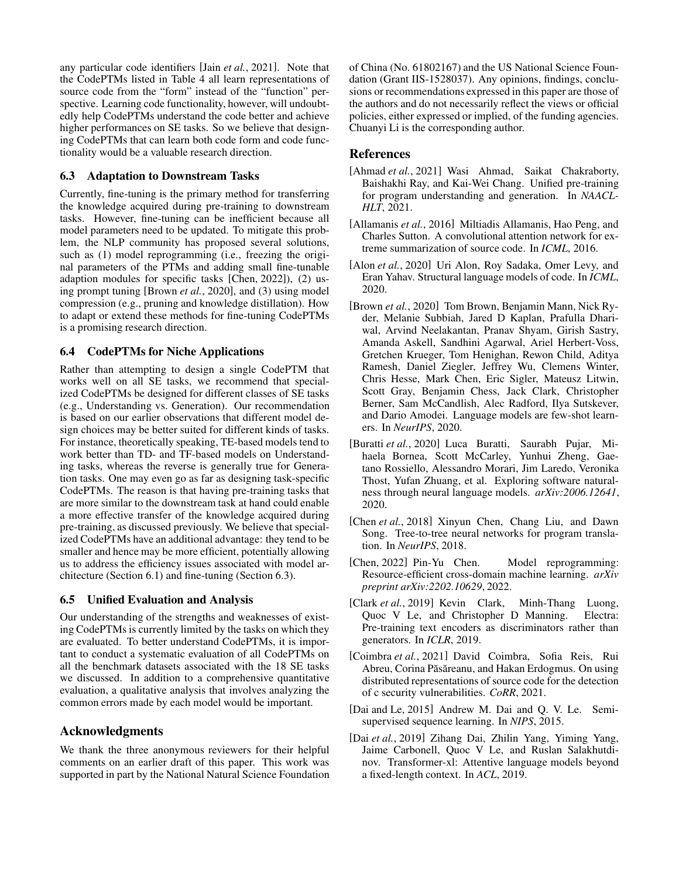any particular code identifiers [Jain *et al.*, 2021]. Note that the CodePTMs listed in Table 4 all learn representations of source code from the "form" instead of the "function" perspective. Learning code functionality, however, will undoubtedly help CodePTMs understand the code better and achieve higher performances on SE tasks. So we believe that designing CodePTMs that can learn both code form and code functionality would be a valuable research direction.

### 6.3 Adaptation to Downstream Tasks

Currently, fine-tuning is the primary method for transferring the knowledge acquired during pre-training to downstream tasks. However, fine-tuning can be inefficient because all model parameters need to be updated. To mitigate this problem, the NLP community has proposed several solutions, such as (1) model reprogramming (i.e., freezing the original parameters of the PTMs and adding small fine-tunable adaption modules for specific tasks [Chen, 2022]), (2) using prompt tuning [Brown *et al.*, 2020], and (3) using model compression (e.g., pruning and knowledge distillation). How to adapt or extend these methods for fine-tuning CodePTMs is a promising research direction.

### 6.4 CodePTMs for Niche Applications

Rather than attempting to design a single CodePTM that works well on all SE tasks, we recommend that specialized CodePTMs be designed for different classes of SE tasks (e.g., Understanding vs. Generation). Our recommendation is based on our earlier observations that different model design choices may be better suited for different kinds of tasks. For instance, theoretically speaking, TE-based models tend to work better than TD- and TF-based models on Understanding tasks, whereas the reverse is generally true for Generation tasks. One may even go as far as designing task-specific CodePTMs. The reason is that having pre-training tasks that are more similar to the downstream task at hand could enable a more effective transfer of the knowledge acquired during pre-training, as discussed previously. We believe that specialized CodePTMs have an additional advantage: they tend to be smaller and hence may be more efficient, potentially allowing us to address the efficiency issues associated with model architecture (Section 6.1) and fine-tuning (Section 6.3).

### 6.5 Unified Evaluation and Analysis

Our understanding of the strengths and weaknesses of existing CodePTMs is currently limited by the tasks on which they are evaluated. To better understand CodePTMs, it is important to conduct a systematic evaluation of all CodePTMs on all the benchmark datasets associated with the 18 SE tasks we discussed. In addition to a comprehensive quantitative evaluation, a qualitative analysis that involves analyzing the common errors made by each model would be important.

## Acknowledgments

We thank the three anonymous reviewers for their helpful comments on an earlier draft of this paper. This work was supported in part by the National Natural Science Foundation of China (No. 61802167) and the US National Science Foundation (Grant IIS-1528037). Any opinions, findings, conclusions or recommendations expressed in this paper are those of the authors and do not necessarily reflect the views or official policies, either expressed or implied, of the funding agencies. Chuanyi Li is the corresponding author.

## References

[Ahmad *et al.*, 2021] Wasi Ahmad, Saikat Chakraborty, Baishakhi Ray, and Kai-Wei Chang. Unified pre-training for program understanding and generation. In *NAACL-HLT*, 2021.

[Allamanis *et al.*, 2016] Miltiadis Allamanis, Hao Peng, and Charles Sutton. A convolutional attention network for extreme summarization of source code. In *ICML*, 2016.

[Alon *et al.*, 2020] Uri Alon, Roy Sadaka, Omer Levy, and Eran Yahav. Structural language models of code. In *ICML*, 2020.

[Brown *et al.*, 2020] Tom Brown, Benjamin Mann, Nick Ryder, Melanie Subbiah, Jared D Kaplan, Prafulla Dhariwal, Arvind Neelakantan, Pranav Shyam, Girish Sastry, Amanda Askell, Sandhini Agarwal, Ariel Herbert-Voss, Gretchen Krueger, Tom Henighan, Rewon Child, Aditya Ramesh, Daniel Ziegler, Jeffrey Wu, Clemens Winter, Chris Hesse, Mark Chen, Eric Sigler, Mateusz Litwin, Scott Gray, Benjamin Chess, Jack Clark, Christopher Berner, Sam McCandlish, Alec Radford, Ilya Sutskever, and Dario Amodei. Language models are few-shot learners. In *NeurIPS*, 2020.

[Buratti *et al.*, 2020] Luca Buratti, Saurabh Pujar, Mihaela Bornea, Scott McCarley, Yunhui Zheng, Gaetano Rossiello, Alessandro Morari, Jim Laredo, Veronika Thost, Yufan Zhuang, et al. Exploring software naturalness through neural language models. *arXiv:2006.12641*, 2020.

[Chen *et al.*, 2018] Xinyun Chen, Chang Liu, and Dawn Song. Tree-to-tree neural networks for program translation. In *NeurIPS*, 2018.

[Chen, 2022] Pin-Yu Chen. Model reprogramming: Resource-efficient cross-domain machine learning. *arXiv preprint arXiv:2202.10629*, 2022.

[Clark *et al.*, 2019] Kevin Clark, Minh-Thang Luong, Quoc V Le, and Christopher D Manning. Electra: Pre-training text encoders as discriminators rather than generators. In *ICLR*, 2019.

[Coimbra *et al.*, 2021] David Coimbra, Sofia Reis, Rui Abreu, Corina Păsăreanu, and Hakan Erdogmus. On using distributed representations of source code for the detection of c security vulnerabilities. *CoRR*, 2021.

[Dai and Le, 2015] Andrew M. Dai and Q. V. Le. Semi-supervised sequence learning. In *NIPS*, 2015.

[Dai *et al.*, 2019] Zihang Dai, Zhilin Yang, Yiming Yang, Jaime Carbonell, Quoc V Le, and Ruslan Salakhutdinov. Transformer-xl: Attentive language models beyond a fixed-length context. In *ACL*, 2019.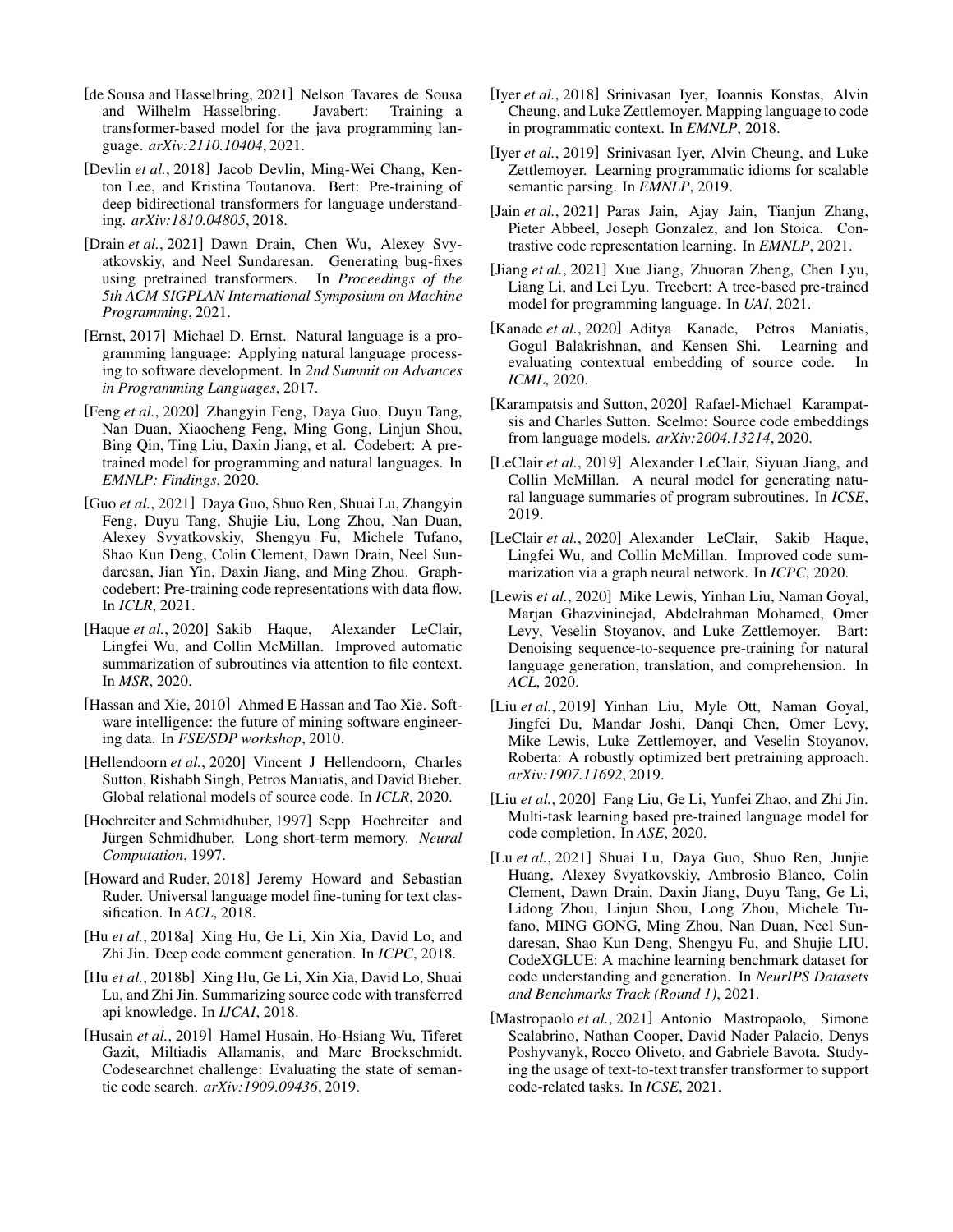[de Sousa and Hasselbring, 2021] Nelson Tavares de Sousa and Wilhelm Hasselbring. Javabert: Training a transformer-based model for the java programming language. *arXiv:2110.10404*, 2021.

[Devlin *et al.*, 2018] Jacob Devlin, Ming-Wei Chang, Kenton Lee, and Kristina Toutanova. Bert: Pre-training of deep bidirectional transformers for language understanding. *arXiv:1810.04805*, 2018.

[Drain *et al.*, 2021] Dawn Drain, Chen Wu, Alexey Svyatkovskiy, and Neel Sundaresan. Generating bug-fixes using pretrained transformers. In *Proceedings of the 5th ACM SIGPLAN International Symposium on Machine Programming*, 2021.

[Ernst, 2017] Michael D. Ernst. Natural language is a programming language: Applying natural language processing to software development. In *2nd Summit on Advances in Programming Languages*, 2017.

[Feng *et al.*, 2020] Zhangyin Feng, Daya Guo, Duyu Tang, Nan Duan, Xiaocheng Feng, Ming Gong, Linjun Shou, Bing Qin, Ting Liu, Daxin Jiang, et al. Codebert: A pre-trained model for programming and natural languages. In *EMNLP: Findings*, 2020.

[Guo *et al.*, 2021] Daya Guo, Shuo Ren, Shuai Lu, Zhangyin Feng, Duyu Tang, Shujie Liu, Long Zhou, Nan Duan, Alexey Svyatkovskiy, Shengyu Fu, Michele Tufano, Shao Kun Deng, Colin Clement, Dawn Drain, Neel Sundaresan, Jian Yin, Daxin Jiang, and Ming Zhou. Graphcodebert: Pre-training code representations with data flow. In *ICLR*, 2021.

[Haque *et al.*, 2020] Sakib Haque, Alexander LeClair, Lingfei Wu, and Collin McMillan. Improved automatic summarization of subroutines via attention to file context. In *MSR*, 2020.

[Hassan and Xie, 2010] Ahmed E Hassan and Tao Xie. Software intelligence: the future of mining software engineering data. In *FSE/SDP workshop*, 2010.

[Hellendoorn *et al.*, 2020] Vincent J Hellendoorn, Charles Sutton, Rishabh Singh, Petros Maniatis, and David Bieber. Global relational models of source code. In *ICLR*, 2020.

[Hochreiter and Schmidhuber, 1997] Sepp Hochreiter and Jürgen Schmidhuber. Long short-term memory. *Neural Computation*, 1997.

[Howard and Ruder, 2018] Jeremy Howard and Sebastian Ruder. Universal language model fine-tuning for text classification. In *ACL*, 2018.

[Hu *et al.*, 2018a] Xing Hu, Ge Li, Xin Xia, David Lo, and Zhi Jin. Deep code comment generation. In *ICPC*, 2018.

[Hu *et al.*, 2018b] Xing Hu, Ge Li, Xin Xia, David Lo, Shuai Lu, and Zhi Jin. Summarizing source code with transferred api knowledge. In *IJCAI*, 2018.

[Husain *et al.*, 2019] Hamel Husain, Ho-Hsiang Wu, Tiferet Gazit, Miltiadis Allamanis, and Marc Brockschmidt. Codesearchnet challenge: Evaluating the state of semantic code search. *arXiv:1909.09436*, 2019.

[Iyer *et al.*, 2018] Srinivasan Iyer, Ioannis Konstas, Alvin Cheung, and Luke Zettlemoyer. Mapping language to code in programmatic context. In *EMNLP*, 2018.

[Iyer *et al.*, 2019] Srinivasan Iyer, Alvin Cheung, and Luke Zettlemoyer. Learning programmatic idioms for scalable semantic parsing. In *EMNLP*, 2019.

[Jain *et al.*, 2021] Paras Jain, Ajay Jain, Tianjun Zhang, Pieter Abbeel, Joseph Gonzalez, and Ion Stoica. Contrastive code representation learning. In *EMNLP*, 2021.

[Jiang *et al.*, 2021] Xue Jiang, Zhuoran Zheng, Chen Lyu, Liang Li, and Lei Lyu. Treebert: A tree-based pre-trained model for programming language. In *UAI*, 2021.

[Kanade *et al.*, 2020] Aditya Kanade, Petros Maniatis, Gogul Balakrishnan, and Kensen Shi. Learning and evaluating contextual embedding of source code. In *ICML*, 2020.

[Karampatsis and Sutton, 2020] Rafael-Michael Karampatsis and Charles Sutton. Scelmo: Source code embeddings from language models. *arXiv:2004.13214*, 2020.

[LeClair *et al.*, 2019] Alexander LeClair, Siyuan Jiang, and Collin McMillan. A neural model for generating natural language summaries of program subroutines. In *ICSE*, 2019.

[LeClair *et al.*, 2020] Alexander LeClair, Sakib Haque, Lingfei Wu, and Collin McMillan. Improved code summarization via a graph neural network. In *ICPC*, 2020.

[Lewis *et al.*, 2020] Mike Lewis, Yinhan Liu, Naman Goyal, Marjan Ghazvininejad, Abdelrahman Mohamed, Omer Levy, Veselin Stoyanov, and Luke Zettlemoyer. Bart: Denoising sequence-to-sequence pre-training for natural language generation, translation, and comprehension. In *ACL*, 2020.

[Liu *et al.*, 2019] Yinhan Liu, Myle Ott, Naman Goyal, Jingfei Du, Mandar Joshi, Danqi Chen, Omer Levy, Mike Lewis, Luke Zettlemoyer, and Veselin Stoyanov. Roberta: A robustly optimized bert pretraining approach. *arXiv:1907.11692*, 2019.

[Liu *et al.*, 2020] Fang Liu, Ge Li, Yunfei Zhao, and Zhi Jin. Multi-task learning based pre-trained language model for code completion. In *ASE*, 2020.

[Lu *et al.*, 2021] Shuai Lu, Daya Guo, Shuo Ren, Junjie Huang, Alexey Svyatkovskiy, Ambrosio Blanco, Colin Clement, Dawn Drain, Daxin Jiang, Duyu Tang, Ge Li, Lidong Zhou, Linjun Shou, Long Zhou, Michele Tufano, MING GONG, Ming Zhou, Nan Duan, Neel Sundaresan, Shao Kun Deng, Shengyu Fu, and Shujie LIU. CodeXGLUE: A machine learning benchmark dataset for code understanding and generation. In *NeurIPS Datasets and Benchmarks Track (Round 1)*, 2021.

[Mastropaolo *et al.*, 2021] Antonio Mastropaolo, Simone Scalabrino, Nathan Cooper, David Nader Palacio, Denys Poshyvanyk, Rocco Oliveto, and Gabriele Bavota. Studying the usage of text-to-text transfer transformer to support code-related tasks. In *ICSE*, 2021.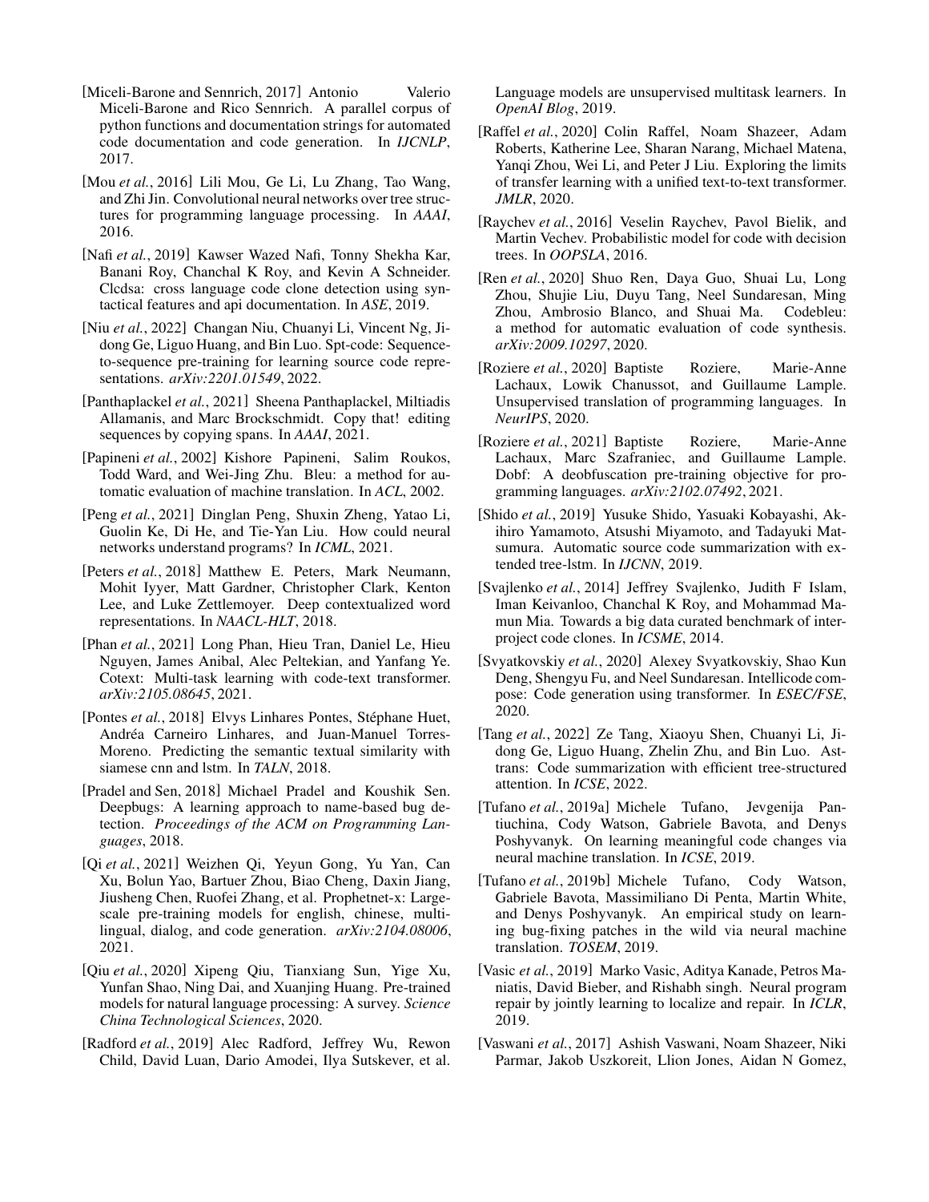[Miceli-Barone and Sennrich, 2017] Antonio Valerio Miceli-Barone and Rico Sennrich. A parallel corpus of python functions and documentation strings for automated code documentation and code generation. In *IJCNLP*, 2017.

[Mou *et al.*, 2016] Lili Mou, Ge Li, Lu Zhang, Tao Wang, and Zhi Jin. Convolutional neural networks over tree structures for programming language processing. In *AAAI*, 2016.

[Nafi *et al.*, 2019] Kawser Wazed Nafi, Tonny Shekha Kar, Banani Roy, Chanchal K Roy, and Kevin A Schneider. Clcdsa: cross language code clone detection using syntactical features and api documentation. In *ASE*, 2019.

[Niu *et al.*, 2022] Changan Niu, Chuanyi Li, Vincent Ng, Jidong Ge, Liguo Huang, and Bin Luo. Spt-code: Sequence-to-sequence pre-training for learning source code representations. *arXiv:2201.01549*, 2022.

[Panthaplackel *et al.*, 2021] Sheena Panthaplackel, Miltiadis Allamanis, and Marc Brockschmidt. Copy that! editing sequences by copying spans. In *AAAI*, 2021.

[Papineni *et al.*, 2002] Kishore Papineni, Salim Roukos, Todd Ward, and Wei-Jing Zhu. Bleu: a method for automatic evaluation of machine translation. In *ACL*, 2002.

[Peng *et al.*, 2021] Dinglan Peng, Shuxin Zheng, Yatao Li, Guolin Ke, Di He, and Tie-Yan Liu. How could neural networks understand programs? In *ICML*, 2021.

[Peters *et al.*, 2018] Matthew E. Peters, Mark Neumann, Mohit Iyyer, Matt Gardner, Christopher Clark, Kenton Lee, and Luke Zettlemoyer. Deep contextualized word representations. In *NAACL-HLT*, 2018.

[Phan *et al.*, 2021] Long Phan, Hieu Tran, Daniel Le, Hieu Nguyen, James Anibal, Alec Peltekian, and Yanfang Ye. Cotext: Multi-task learning with code-text transformer. *arXiv:2105.08645*, 2021.

[Pontes *et al.*, 2018] Elvys Linhares Pontes, Stéphane Huet, Andréa Carneiro Linhares, and Juan-Manuel Torres-Moreno. Predicting the semantic textual similarity with siamese cnn and lstm. In *TALN*, 2018.

[Pradel and Sen, 2018] Michael Pradel and Koushik Sen. Deepbugs: A learning approach to name-based bug detection. *Proceedings of the ACM on Programming Languages*, 2018.

[Qi *et al.*, 2021] Weizhen Qi, Yeyun Gong, Yu Yan, Can Xu, Bolun Yao, Bartuer Zhou, Biao Cheng, Daxin Jiang, Jiusheng Chen, Ruofei Zhang, et al. Prophetnet-x: Large-scale pre-training models for english, chinese, multi-lingual, dialog, and code generation. *arXiv:2104.08006*, 2021.

[Qiu *et al.*, 2020] Xipeng Qiu, Tianxiang Sun, Yige Xu, Yunfan Shao, Ning Dai, and Xuanjing Huang. Pre-trained models for natural language processing: A survey. *Science China Technological Sciences*, 2020.

[Radford *et al.*, 2019] Alec Radford, Jeffrey Wu, Rewon Child, David Luan, Dario Amodei, Ilya Sutskever, et al. Language models are unsupervised multitask learners. In *OpenAI Blog*, 2019.

[Raffel *et al.*, 2020] Colin Raffel, Noam Shazeer, Adam Roberts, Katherine Lee, Sharan Narang, Michael Matena, Yanqi Zhou, Wei Li, and Peter J Liu. Exploring the limits of transfer learning with a unified text-to-text transformer. *JMLR*, 2020.

[Raychev *et al.*, 2016] Veselin Raychev, Pavol Bielik, and Martin Vechev. Probabilistic model for code with decision trees. In *OOPSLA*, 2016.

[Ren *et al.*, 2020] Shuo Ren, Daya Guo, Shuai Lu, Long Zhou, Shujie Liu, Duyu Tang, Neel Sundaresan, Ming Zhou, Ambrosio Blanco, and Shuai Ma. Codebleu: a method for automatic evaluation of code synthesis. *arXiv:2009.10297*, 2020.

[Roziere *et al.*, 2020] Baptiste Roziere, Marie-Anne Lachaux, Lowik Chanussot, and Guillaume Lample. Unsupervised translation of programming languages. In *NeurIPS*, 2020.

[Roziere *et al.*, 2021] Baptiste Roziere, Marie-Anne Lachaux, Marc Szafraniec, and Guillaume Lample. Dobf: A deobfuscation pre-training objective for programming languages. *arXiv:2102.07492*, 2021.

[Shido *et al.*, 2019] Yusuke Shido, Yasuaki Kobayashi, Akihiro Yamamoto, Atsushi Miyamoto, and Tadayuki Matsumura. Automatic source code summarization with extended tree-lstm. In *IJCNN*, 2019.

[Svajlenko *et al.*, 2014] Jeffrey Svajlenko, Judith F Islam, Iman Keivanloo, Chanchal K Roy, and Mohammad Mamun Mia. Towards a big data curated benchmark of inter-project code clones. In *ICSME*, 2014.

[Svyatkovskiy *et al.*, 2020] Alexey Svyatkovskiy, Shao Kun Deng, Shengyu Fu, and Neel Sundaresan. Intellicode compose: Code generation using transformer. In *ESEC/FSE*, 2020.

[Tang *et al.*, 2022] Ze Tang, Xiaoyu Shen, Chuanyi Li, Jidong Ge, Liguo Huang, Zhelin Zhu, and Bin Luo. Ast-trans: Code summarization with efficient tree-structured attention. In *ICSE*, 2022.

[Tufano *et al.*, 2019a] Michele Tufano, Jevgenija Pantiuchina, Cody Watson, Gabriele Bavota, and Denys Poshyvanyk. On learning meaningful code changes via neural machine translation. In *ICSE*, 2019.

[Tufano *et al.*, 2019b] Michele Tufano, Cody Watson, Gabriele Bavota, Massimiliano Di Penta, Martin White, and Denys Poshyvanyk. An empirical study on learning bug-fixing patches in the wild via neural machine translation. *TOSEM*, 2019.

[Vasic *et al.*, 2019] Marko Vasic, Aditya Kanade, Petros Maniatis, David Bieber, and Rishabh singh. Neural program repair by jointly learning to localize and repair. In *ICLR*, 2019.

[Vaswani *et al.*, 2017] Ashish Vaswani, Noam Shazeer, Niki Parmar, Jakob Uszkoreit, Llion Jones, Aidan N Gomez,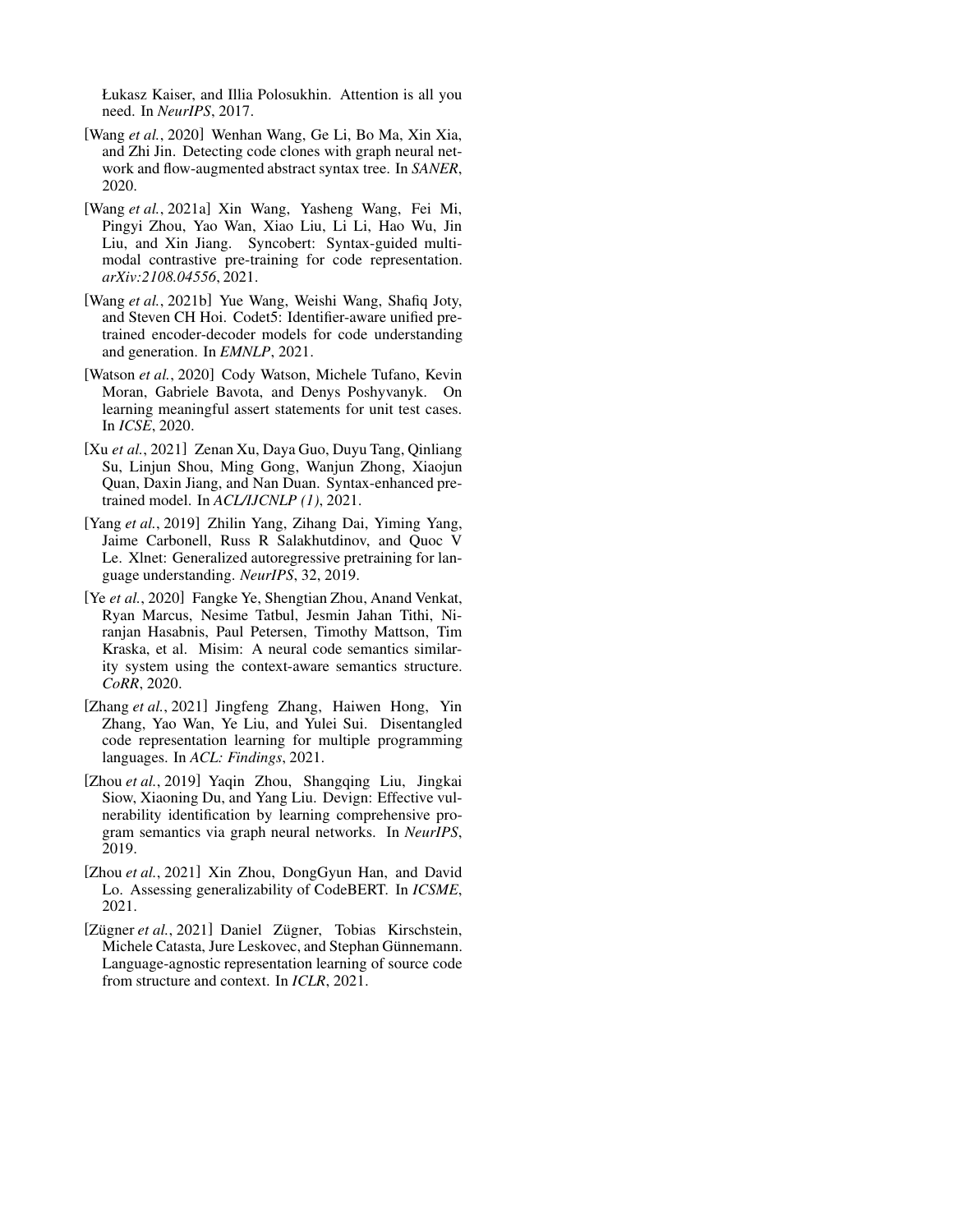Łukasz Kaiser, and Illia Polosukhin. Attention is all you need. In *NeurIPS*, 2017.

[Wang *et al.*, 2020] Wenhan Wang, Ge Li, Bo Ma, Xin Xia, and Zhi Jin. Detecting code clones with graph neural network and flow-augmented abstract syntax tree. In *SANER*, 2020.

[Wang *et al.*, 2021a] Xin Wang, Yasheng Wang, Fei Mi, Pingyi Zhou, Yao Wan, Xiao Liu, Li Li, Hao Wu, Jin Liu, and Xin Jiang. Syncobert: Syntax-guided multi-modal contrastive pre-training for code representation. *arXiv:2108.04556*, 2021.

[Wang *et al.*, 2021b] Yue Wang, Weishi Wang, Shafiq Joty, and Steven CH Hoi. Codet5: Identifier-aware unified pre-trained encoder-decoder models for code understanding and generation. In *EMNLP*, 2021.

[Watson *et al.*, 2020] Cody Watson, Michele Tufano, Kevin Moran, Gabriele Bavota, and Denys Poshyvanyk. On learning meaningful assert statements for unit test cases. In *ICSE*, 2020.

[Xu *et al.*, 2021] Zenan Xu, Daya Guo, Duyu Tang, Qinliang Su, Linjun Shou, Ming Gong, Wanjun Zhong, Xiaojun Quan, Daxin Jiang, and Nan Duan. Syntax-enhanced pre-trained model. In *ACL/IJCNLP (1)*, 2021.

[Yang *et al.*, 2019] Zhilin Yang, Zihang Dai, Yiming Yang, Jaime Carbonell, Russ R Salakhutdinov, and Quoc V Le. Xlnet: Generalized autoregressive pretraining for language understanding. *NeurIPS*, 32, 2019.

[Ye *et al.*, 2020] Fangke Ye, Shengtian Zhou, Anand Venkat, Ryan Marcus, Nesime Tatbul, Jesmin Jahan Tithi, Niranjan Hasabnis, Paul Petersen, Timothy Mattson, Tim Kraska, et al. Misim: A neural code semantics similarity system using the context-aware semantics structure. *CoRR*, 2020.

[Zhang *et al.*, 2021] Jingfeng Zhang, Haiwen Hong, Yin Zhang, Yao Wan, Ye Liu, and Yulei Sui. Disentangled code representation learning for multiple programming languages. In *ACL: Findings*, 2021.

[Zhou *et al.*, 2019] Yaqin Zhou, Shangqing Liu, Jingkai Siow, Xiaoning Du, and Yang Liu. Devign: Effective vulnerability identification by learning comprehensive program semantics via graph neural networks. In *NeurIPS*, 2019.

[Zhou *et al.*, 2021] Xin Zhou, DongGyun Han, and David Lo. Assessing generalizability of CodeBERT. In *ICSME*, 2021.

[Zügner *et al.*, 2021] Daniel Zügner, Tobias Kirschstein, Michele Catasta, Jure Leskovec, and Stephan Günnemann. Language-agnostic representation learning of source code from structure and context. In *ICLR*, 2021.